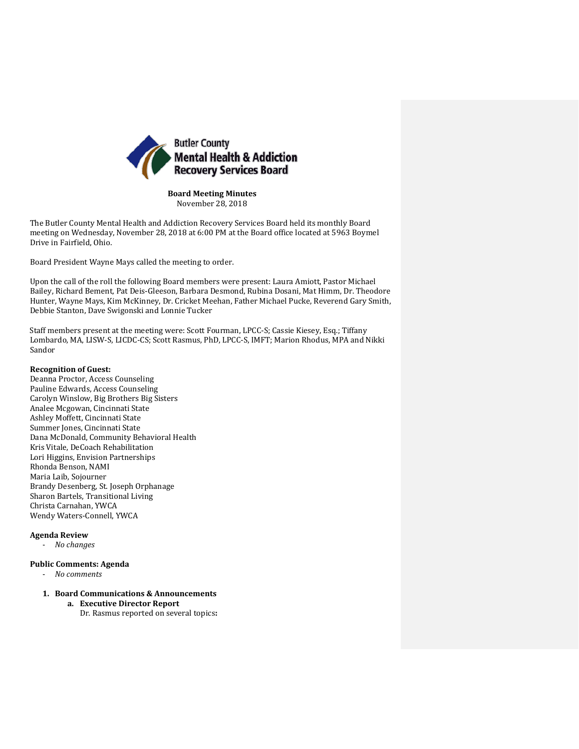Butler County
Mental Health & Addiction
Recovery Services Board

**Board Meeting Minutes**
November 28, 2018

The Butler County Mental Health and Addiction Recovery Services Board held its monthly Board meeting on Wednesday, November 28, 2018 at 6:00 PM at the Board office located at 5963 Boymel Drive in Fairfield, Ohio.

Board President Wayne Mays called the meeting to order.

Upon the call of the roll the following Board members were present: Laura Amiott, Pastor Michael Bailey, Richard Bement, Pat Deis-Gleeson, Barbara Desmond, Rubina Dosani, Mat Himm, Dr. Theodore Hunter, Wayne Mays, Kim McKinney, Dr. Cricket Meehan, Father Michael Pucke, Reverend Gary Smith, Debbie Stanton, Dave Swigonski and Lonnie Tucker

Staff members present at the meeting were: Scott Fourman, LPCC-S; Cassie Kiesey, Esq.; Tiffany Lombardo, MA, LISW-S, LICDC-CS; Scott Rasmus, PhD, LPCC-S, IMFT; Marion Rhodus, MPA and Nikki Sandor

**Recognition of Guest:**
Deanna Proctor, Access Counseling
Pauline Edwards, Access Counseling
Carolyn Winslow, Big Brothers Big Sisters
Analee Mcgowan, Cincinnati State
Ashley Moffett, Cincinnati State
Summer Jones, Cincinnati State
Dana McDonald, Community Behavioral Health
Kris Vitale, DeCoach Rehabilitation
Lori Higgins, Envision Partnerships
Rhonda Benson, NAMI
Maria Laib, Sojourner
Brandy Desenberg, St. Joseph Orphanage
Sharon Bartels, Transitional Living
Christa Carnahan, YWCA
Wendy Waters-Connell, YWCA

**Agenda Review**
- *No changes*

**Public Comments: Agenda**
- *No comments*

1. **Board Communications & Announcements**
   a. **Executive Director Report**
      Dr. Rasmus reported on several topics**:**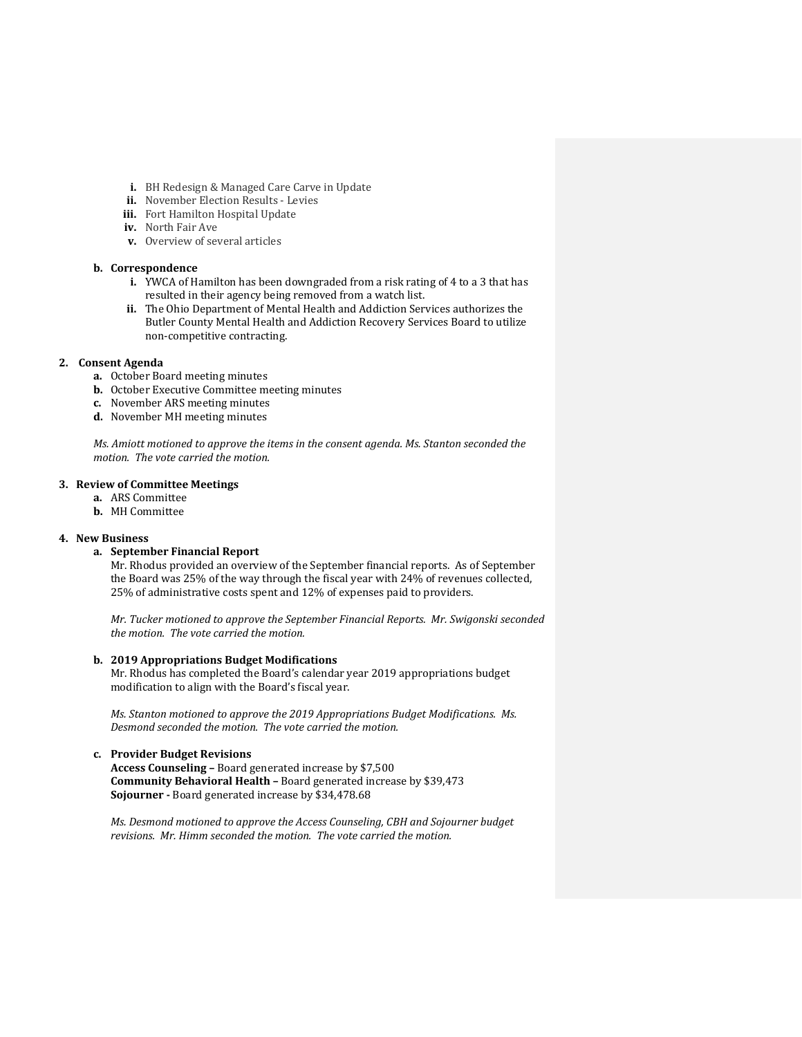- **i.** BH Redesign & Managed Care Carve in Update
- **ii.** November Election Results - Levies
- **iii.** Fort Hamilton Hospital Update
- **iv.** North Fair Ave
- **v.** Overview of several articles

**b. Correspondence**

- **i.** YWCA of Hamilton has been downgraded from a risk rating of 4 to a 3 that has resulted in their agency being removed from a watch list.
- **ii.** The Ohio Department of Mental Health and Addiction Services authorizes the Butler County Mental Health and Addiction Recovery Services Board to utilize non-competitive contracting.

**2. Consent Agenda**

- **a.** October Board meeting minutes
- **b.** October Executive Committee meeting minutes
- **c.** November ARS meeting minutes
- **d.** November MH meeting minutes

*Ms. Amiott motioned to approve the items in the consent agenda. Ms. Stanton seconded the motion. The vote carried the motion.*

**3. Review of Committee Meetings**

- **a.** ARS Committee
- **b.** MH Committee

**4. New Business**

**a. September Financial Report**

Mr. Rhodus provided an overview of the September financial reports. As of September the Board was 25% of the way through the fiscal year with 24% of revenues collected, 25% of administrative costs spent and 12% of expenses paid to providers.

*Mr. Tucker motioned to approve the September Financial Reports. Mr. Swigonski seconded the motion. The vote carried the motion.*

**b. 2019 Appropriations Budget Modifications**

Mr. Rhodus has completed the Board's calendar year 2019 appropriations budget modification to align with the Board's fiscal year.

*Ms. Stanton motioned to approve the 2019 Appropriations Budget Modifications. Ms. Desmond seconded the motion. The vote carried the motion.*

**c. Provider Budget Revisions**

**Access Counseling –** Board generated increase by $7,500
**Community Behavioral Health –** Board generated increase by $39,473
**Sojourner -** Board generated increase by $34,478.68

*Ms. Desmond motioned to approve the Access Counseling, CBH and Sojourner budget revisions. Mr. Himm seconded the motion. The vote carried the motion.*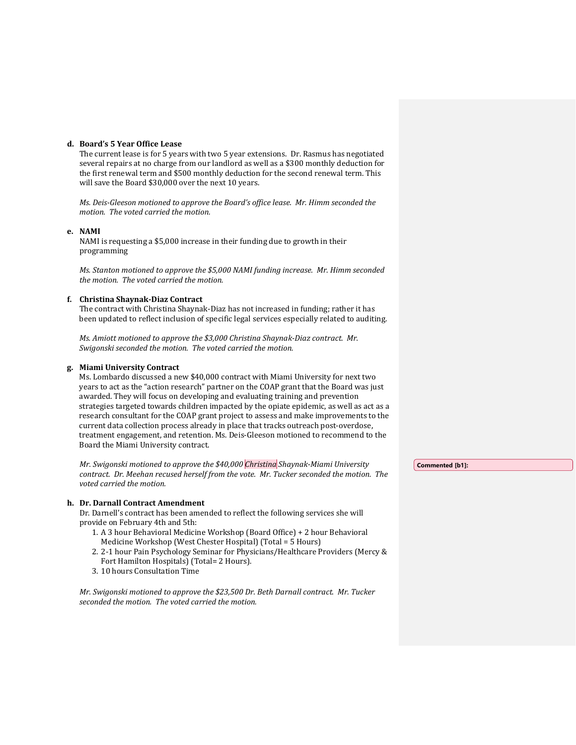**d. Board's 5 Year Office Lease**

The current lease is for 5 years with two 5 year extensions. Dr. Rasmus has negotiated several repairs at no charge from our landlord as well as a $300 monthly deduction for the first renewal term and $500 monthly deduction for the second renewal term. This will save the Board $30,000 over the next 10 years.

*Ms. Deis-Gleeson motioned to approve the Board's office lease. Mr. Himm seconded the motion. The voted carried the motion.*

**e. NAMI**

NAMI is requesting a $5,000 increase in their funding due to growth in their programming

*Ms. Stanton motioned to approve the $5,000 NAMI funding increase. Mr. Himm seconded the motion. The voted carried the motion.*

**f. Christina Shaynak-Diaz Contract**

The contract with Christina Shaynak-Diaz has not increased in funding; rather it has been updated to reflect inclusion of specific legal services especially related to auditing.

*Ms. Amiott motioned to approve the $3,000 Christina Shaynak-Diaz contract. Mr. Swigonski seconded the motion. The voted carried the motion.*

**g. Miami University Contract**

Ms. Lombardo discussed a new $40,000 contract with Miami University for next two years to act as the "action research" partner on the COAP grant that the Board was just awarded. They will focus on developing and evaluating training and prevention strategies targeted towards children impacted by the opiate epidemic, as well as act as a research consultant for the COAP grant project to assess and make improvements to the current data collection process already in place that tracks outreach post-overdose, treatment engagement, and retention. Ms. Deis-Gleeson motioned to recommend to the Board the Miami University contract.

*Mr. Swigonski motioned to approve the $40,000 Christina Shaynak-Miami University contract. Dr. Meehan recused herself from the vote. Mr. Tucker seconded the motion. The voted carried the motion.*

Commented [b1]:

**h. Dr. Darnall Contract Amendment**

Dr. Darnell's contract has been amended to reflect the following services she will provide on February 4th and 5th:

1. A 3 hour Behavioral Medicine Workshop (Board Office) + 2 hour Behavioral Medicine Workshop (West Chester Hospital) (Total = 5 Hours)
2. 2-1 hour Pain Psychology Seminar for Physicians/Healthcare Providers (Mercy & Fort Hamilton Hospitals) (Total= 2 Hours).
3. 10 hours Consultation Time

*Mr. Swigonski motioned to approve the $23,500 Dr. Beth Darnall contract. Mr. Tucker seconded the motion. The voted carried the motion.*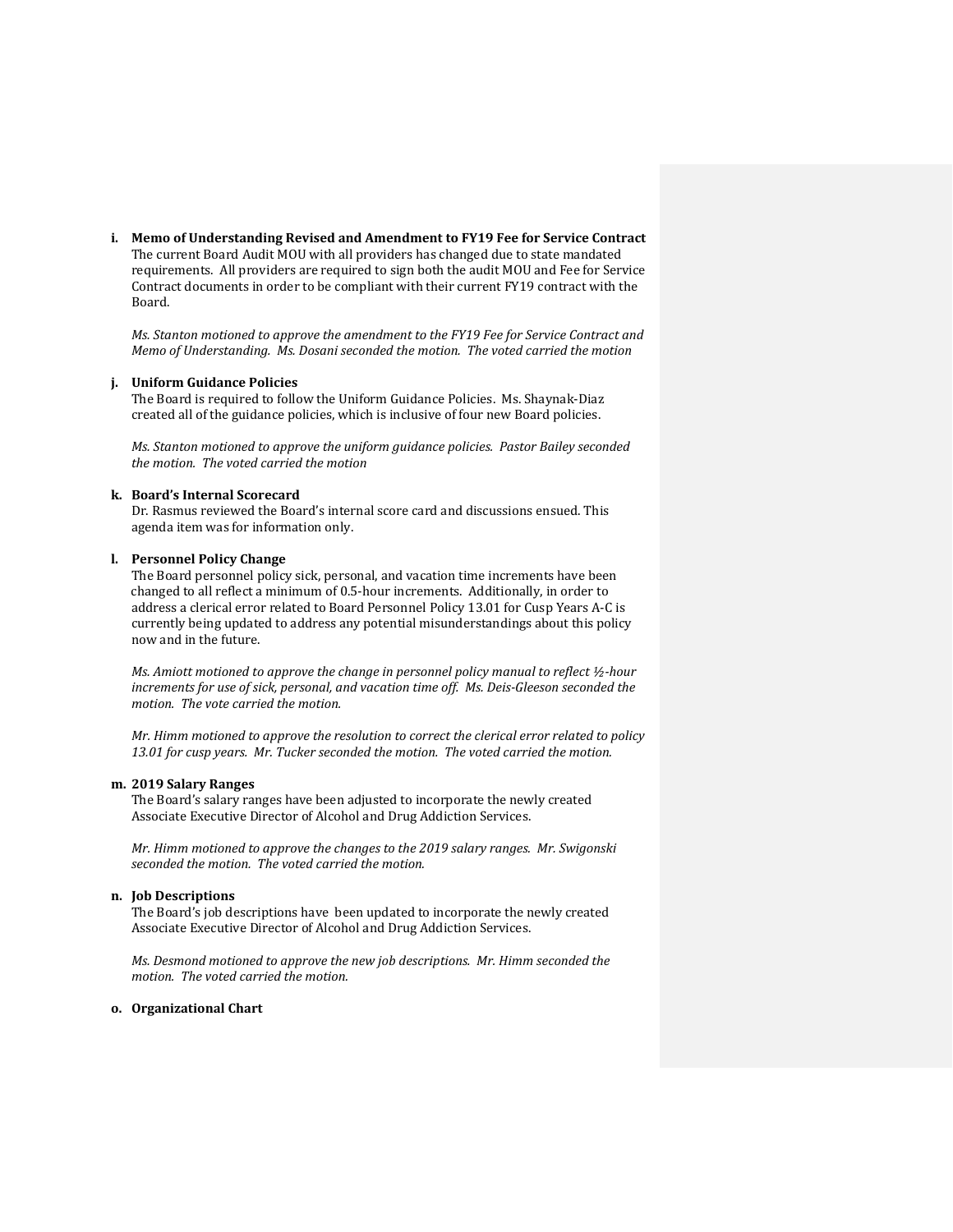**i. Memo of Understanding Revised and Amendment to FY19 Fee for Service Contract**

The current Board Audit MOU with all providers has changed due to state mandated requirements. All providers are required to sign both the audit MOU and Fee for Service Contract documents in order to be compliant with their current FY19 contract with the Board.

*Ms. Stanton motioned to approve the amendment to the FY19 Fee for Service Contract and Memo of Understanding. Ms. Dosani seconded the motion. The voted carried the motion*

**j. Uniform Guidance Policies**

The Board is required to follow the Uniform Guidance Policies. Ms. Shaynak-Diaz created all of the guidance policies, which is inclusive of four new Board policies.

*Ms. Stanton motioned to approve the uniform guidance policies. Pastor Bailey seconded the motion. The voted carried the motion*

**k. Board's Internal Scorecard**

Dr. Rasmus reviewed the Board's internal score card and discussions ensued. This agenda item was for information only.

**l. Personnel Policy Change**

The Board personnel policy sick, personal, and vacation time increments have been changed to all reflect a minimum of 0.5-hour increments. Additionally, in order to address a clerical error related to Board Personnel Policy 13.01 for Cusp Years A-C is currently being updated to address any potential misunderstandings about this policy now and in the future.

*Ms. Amiott motioned to approve the change in personnel policy manual to reflect ½-hour increments for use of sick, personal, and vacation time off. Ms. Deis-Gleeson seconded the motion. The vote carried the motion.*

*Mr. Himm motioned to approve the resolution to correct the clerical error related to policy 13.01 for cusp years. Mr. Tucker seconded the motion. The voted carried the motion.*

**m. 2019 Salary Ranges**

The Board's salary ranges have been adjusted to incorporate the newly created Associate Executive Director of Alcohol and Drug Addiction Services.

*Mr. Himm motioned to approve the changes to the 2019 salary ranges. Mr. Swigonski seconded the motion. The voted carried the motion.*

**n. Job Descriptions**

The Board's job descriptions have been updated to incorporate the newly created Associate Executive Director of Alcohol and Drug Addiction Services.

*Ms. Desmond motioned to approve the new job descriptions. Mr. Himm seconded the motion. The voted carried the motion.*

**o. Organizational Chart**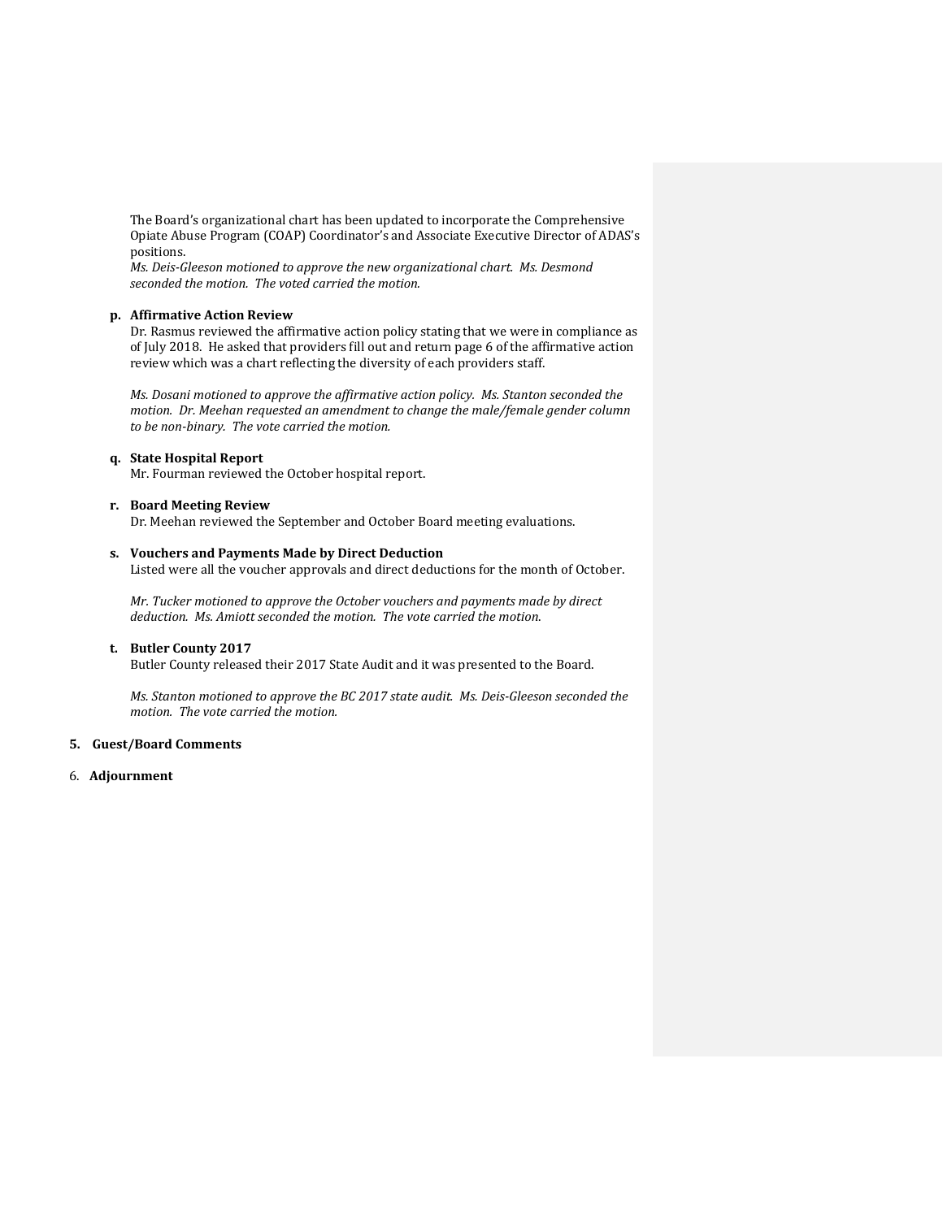The Board's organizational chart has been updated to incorporate the Comprehensive Opiate Abuse Program (COAP) Coordinator's and Associate Executive Director of ADAS's positions.
*Ms. Deis-Gleeson motioned to approve the new organizational chart. Ms. Desmond seconded the motion. The voted carried the motion.*

**p. Affirmative Action Review**
Dr. Rasmus reviewed the affirmative action policy stating that we were in compliance as of July 2018. He asked that providers fill out and return page 6 of the affirmative action review which was a chart reflecting the diversity of each providers staff.

*Ms. Dosani motioned to approve the affirmative action policy. Ms. Stanton seconded the motion. Dr. Meehan requested an amendment to change the male/female gender column to be non-binary. The vote carried the motion.*

**q. State Hospital Report**
Mr. Fourman reviewed the October hospital report.

**r. Board Meeting Review**
Dr. Meehan reviewed the September and October Board meeting evaluations.

**s. Vouchers and Payments Made by Direct Deduction**
Listed were all the voucher approvals and direct deductions for the month of October.

*Mr. Tucker motioned to approve the October vouchers and payments made by direct deduction. Ms. Amiott seconded the motion. The vote carried the motion.*

**t. Butler County 2017**
Butler County released their 2017 State Audit and it was presented to the Board.

*Ms. Stanton motioned to approve the BC 2017 state audit. Ms. Deis-Gleeson seconded the motion. The vote carried the motion.*

**5. Guest/Board Comments**

6. **Adjournment**